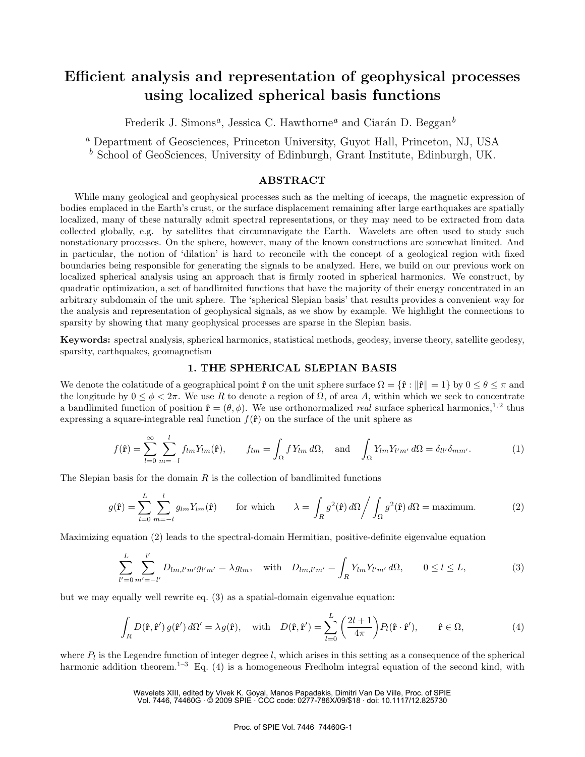# Efficient analysis and representation of geophysical processes using localized spherical basis functions

Frederik J. Simons[a], Jessica C. Hawthorne[a] and Ciarán D. Beggan[b]

[a] Department of Geosciences, Princeton University, Guyot Hall, Princeton, NJ, USA
[b] School of GeoSciences, University of Edinburgh, Grant Institute, Edinburgh, UK.

## ABSTRACT

While many geological and geophysical processes such as the melting of icecaps, the magnetic expression of bodies emplaced in the Earth's crust, or the surface displacement remaining after large earthquakes are spatially localized, many of these naturally admit spectral representations, or they may need to be extracted from data collected globally, e.g. by satellites that circumnavigate the Earth. Wavelets are often used to study such nonstationary processes. On the sphere, however, many of the known constructions are somewhat limited. And in particular, the notion of 'dilation' is hard to reconcile with the concept of a geological region with fixed boundaries being responsible for generating the signals to be analyzed. Here, we build on our previous work on localized spherical analysis using an approach that is firmly rooted in spherical harmonics. We construct, by quadratic optimization, a set of bandlimited functions that have the majority of their energy concentrated in an arbitrary subdomain of the unit sphere. The 'spherical Slepian basis' that results provides a convenient way for the analysis and representation of geophysical signals, as we show by example. We highlight the connections to sparsity by showing that many geophysical processes are sparse in the Slepian basis.

**Keywords:** spectral analysis, spherical harmonics, statistical methods, geodesy, inverse theory, satellite geodesy, sparsity, earthquakes, geomagnetism

## 1. THE SPHERICAL SLEPIAN BASIS

We denote the colatitude of a geographical point $\hat{\mathbf{r}}$ on the unit sphere surface $\Omega = \{\hat{\mathbf{r}} : \|\hat{\mathbf{r}}\| = 1\}$ by $0 \le \theta \le \pi$ and the longitude by $0 \le \phi < 2\pi$. We use $R$ to denote a region of $\Omega$, of area $A$, within which we seek to concentrate a bandlimited function of position $\hat{\mathbf{r}} = (\theta, \phi)$. We use orthonormalized *real* surface spherical harmonics,[1,2] thus expressing a square-integrable real function $f(\hat{\mathbf{r}})$ on the surface of the unit sphere as

$$f(\hat{\mathbf{r}}) = \sum_{l=0}^{\infty} \sum_{m=-l}^{l} f_{lm} Y_{lm}(\hat{\mathbf{r}}), \qquad f_{lm} = \int_\Omega f\, Y_{lm}\, d\Omega, \quad \text{and} \quad \int_\Omega Y_{lm} Y_{l'm'}\, d\Omega = \delta_{ll'}\delta_{mm'}. \tag{1}$$

The Slepian basis for the domain $R$ is the collection of bandlimited functions

$$g(\hat{\mathbf{r}}) = \sum_{l=0}^{L} \sum_{m=-l}^{l} g_{lm} Y_{lm}(\hat{\mathbf{r}}) \qquad \text{for which} \qquad \lambda = \int_R g^2(\hat{\mathbf{r}})\, d\Omega \bigg/ \int_\Omega g^2(\hat{\mathbf{r}})\, d\Omega = \text{maximum}. \tag{2}$$

Maximizing equation (2) leads to the spectral-domain Hermitian, positive-definite eigenvalue equation

$$\sum_{l'=0}^{L} \sum_{m'=-l'}^{l'} D_{lm,l'm'} g_{l'm'} = \lambda g_{lm}, \quad \text{with} \quad D_{lm,l'm'} = \int_R Y_{lm} Y_{l'm'}\, d\Omega, \qquad 0 \le l \le L, \tag{3}$$

but we may equally well rewrite eq. (3) as a spatial-domain eigenvalue equation:

$$\int_R D(\hat{\mathbf{r}}, \hat{\mathbf{r}}')\, g(\hat{\mathbf{r}}')\, d\Omega' = \lambda g(\hat{\mathbf{r}}), \quad \text{with} \quad D(\hat{\mathbf{r}}, \hat{\mathbf{r}}') = \sum_{l=0}^{L} \left(\frac{2l+1}{4\pi}\right) P_l(\hat{\mathbf{r}} \cdot \hat{\mathbf{r}}'), \qquad \hat{\mathbf{r}} \in \Omega, \tag{4}$$

where $P_l$ is the Legendre function of integer degree $l$, which arises in this setting as a consequence of the spherical harmonic addition theorem.[1–3] Eq. (4) is a homogeneous Fredholm integral equation of the second kind, with

Wavelets XIII, edited by Vivek K. Goyal, Manos Papadakis, Dimitri Van De Ville, Proc. of SPIE Vol. 7446, 74460G · © 2009 SPIE · CCC code: 0277-786X/09/$18 · doi: 10.1117/12.825730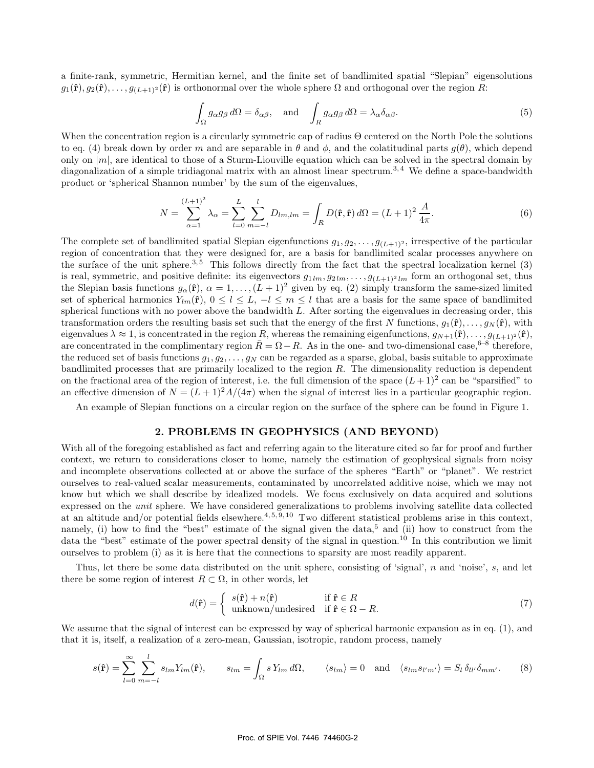a finite-rank, symmetric, Hermitian kernel, and the finite set of bandlimited spatial "Slepian" eigensolutions $g_1(\hat{\mathbf{r}}), g_2(\hat{\mathbf{r}}), \ldots, g_{(L+1)^2}(\hat{\mathbf{r}})$ is orthonormal over the whole sphere $\Omega$ and orthogonal over the region $R$:

$$\int_\Omega g_\alpha g_\beta \, d\Omega = \delta_{\alpha\beta}, \quad \text{and} \quad \int_R g_\alpha g_\beta \, d\Omega = \lambda_\alpha \delta_{\alpha\beta}. \tag{5}$$

When the concentration region is a circularly symmetric cap of radius $\Theta$ centered on the North Pole the solutions to eq. (4) break down by order $m$ and are separable in $\theta$ and $\phi$, and the colatitudinal parts $g(\theta)$, which depend only on $|m|$, are identical to those of a Sturm-Liouville equation which can be solved in the spectral domain by diagonalization of a simple tridiagonal matrix with an almost linear spectrum.[3,4] We define a space-bandwidth product or 'spherical Shannon number' by the sum of the eigenvalues,

$$N = \sum_{\alpha=1}^{(L+1)^2} \lambda_\alpha = \sum_{l=0}^{L} \sum_{m=-l}^{l} D_{lm,lm} = \int_R D(\hat{\mathbf{r}}, \hat{\mathbf{r}}) \, d\Omega = (L+1)^2 \, \frac{A}{4\pi}. \tag{6}$$

The complete set of bandlimited spatial Slepian eigenfunctions $g_1, g_2, \ldots, g_{(L+1)^2}$, irrespective of the particular region of concentration that they were designed for, are a basis for bandlimited scalar processes anywhere on the surface of the unit sphere.[3,5] This follows directly from the fact that the spectral localization kernel (3) is real, symmetric, and positive definite: its eigenvectors $g_{1\,lm}, g_{2\,lm}, \ldots, g_{(L+1)^2\,lm}$ form an orthogonal set, thus the Slepian basis functions $g_\alpha(\hat{\mathbf{r}})$, $\alpha = 1, \ldots, (L+1)^2$ given by eq. (2) simply transform the same-sized limited set of spherical harmonics $Y_{lm}(\hat{\mathbf{r}})$, $0 \le l \le L$, $-l \le m \le l$ that are a basis for the same space of bandlimited spherical functions with no power above the bandwidth $L$. After sorting the eigenvalues in decreasing order, this transformation orders the resulting basis set such that the energy of the first $N$ functions, $g_1(\hat{\mathbf{r}}), \ldots, g_N(\hat{\mathbf{r}})$, with eigenvalues $\lambda \approx 1$, is concentrated in the region $R$, whereas the remaining eigenfunctions, $g_{N+1}(\hat{\mathbf{r}}), \ldots, g_{(L+1)^2}(\hat{\mathbf{r}})$, are concentrated in the complimentary region $\bar{R} = \Omega - R$. As in the one- and two-dimensional case,[6–8] therefore, the reduced set of basis functions $g_1, g_2, \ldots, g_N$ can be regarded as a sparse, global, basis suitable to approximate bandlimited processes that are primarily localized to the region $R$. The dimensionality reduction is dependent on the fractional area of the region of interest, i.e. the full dimension of the space $(L+1)^2$ can be "sparsified" to an effective dimension of $N = (L+1)^2 A/(4\pi)$ when the signal of interest lies in a particular geographic region.

An example of Slepian functions on a circular region on the surface of the sphere can be found in Figure 1.

## 2. PROBLEMS IN GEOPHYSICS (AND BEYOND)

With all of the foregoing established as fact and referring again to the literature cited so far for proof and further context, we return to considerations closer to home, namely the estimation of geophysical signals from noisy and incomplete observations collected at or above the surface of the spheres "Earth" or "planet". We restrict ourselves to real-valued scalar measurements, contaminated by uncorrelated additive noise, which we may not know but which we shall describe by idealized models. We focus exclusively on data acquired and solutions expressed on the *unit* sphere. We have considered generalizations to problems involving satellite data collected at an altitude and/or potential fields elsewhere.[4,5,9,10] Two different statistical problems arise in this context, namely, (i) how to find the "best" estimate of the signal given the data,[5] and (ii) how to construct from the data the "best" estimate of the power spectral density of the signal in question.[10] In this contribution we limit ourselves to problem (i) as it is here that the connections to sparsity are most readily apparent.

Thus, let there be some data distributed on the unit sphere, consisting of 'signal', $n$ and 'noise', $s$, and let there be some region of interest $R \subset \Omega$, in other words, let

$$d(\hat{\mathbf{r}}) = \begin{cases} s(\hat{\mathbf{r}}) + n(\hat{\mathbf{r}}) & \text{if } \hat{\mathbf{r}} \in R \\ \text{unknown/undesired} & \text{if } \hat{\mathbf{r}} \in \Omega - R. \end{cases} \tag{7}$$

We assume that the signal of interest can be expressed by way of spherical harmonic expansion as in eq. (1), and that it is, itself, a realization of a zero-mean, Gaussian, isotropic, random process, namely

$$s(\hat{\mathbf{r}}) = \sum_{l=0}^{\infty} \sum_{m=-l}^{l} s_{lm} Y_{lm}(\hat{\mathbf{r}}), \qquad s_{lm} = \int_\Omega s \, Y_{lm} \, d\Omega, \qquad \langle s_{lm} \rangle = 0 \quad \text{and} \quad \langle s_{lm} s_{l'm'} \rangle = S_l \, \delta_{ll'} \delta_{mm'}. \tag{8}$$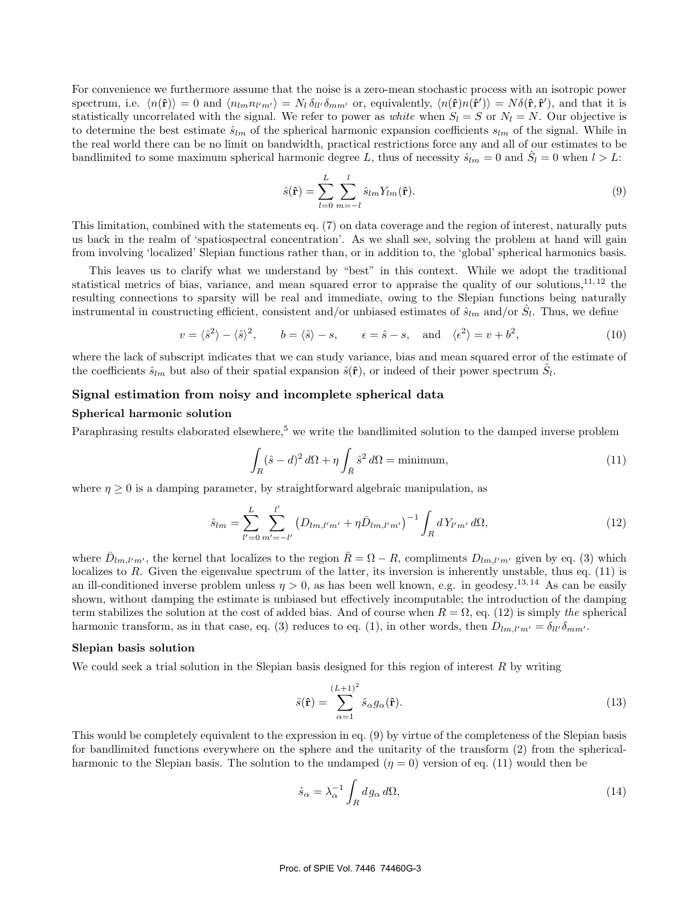For convenience we furthermore assume that the noise is a zero-mean stochastic process with an isotropic power spectrum, i.e. $\langle n(\hat{\mathbf{r}})\rangle = 0$ and $\langle n_{lm} n_{l'm'}\rangle = N_l\,\delta_{ll'}\delta_{mm'}$ or, equivalently, $\langle n(\hat{\mathbf{r}})n(\hat{\mathbf{r}}')\rangle = N\delta(\hat{\mathbf{r}},\hat{\mathbf{r}}')$, and that it is statistically uncorrelated with the signal. We refer to power as *white* when $S_l = S$ or $N_l = N$. Our objective is to determine the best estimate $\hat{s}_{lm}$ of the spherical harmonic expansion coefficients $s_{lm}$ of the signal. While in the real world there can be no limit on bandwidth, practical restrictions force any and all of our estimates to be bandlimited to some maximum spherical harmonic degree $L$, thus of necessity $\hat{s}_{lm} = 0$ and $\hat{S}_l = 0$ when $l > L$:

$$\hat{s}(\hat{\mathbf{r}}) = \sum_{l=0}^{L}\sum_{m=-l}^{l} \hat{s}_{lm} Y_{lm}(\hat{\mathbf{r}}). \tag{9}$$

This limitation, combined with the statements eq. (7) on data coverage and the region of interest, naturally puts us back in the realm of 'spatiospectral concentration'. As we shall see, solving the problem at hand will gain from involving 'localized' Slepian functions rather than, or in addition to, the 'global' spherical harmonics basis.

This leaves us to clarify what we understand by "best" in this context. While we adopt the traditional statistical metrics of bias, variance, and mean squared error to appraise the quality of our solutions,[11,12] the resulting connections to sparsity will be real and immediate, owing to the Slepian functions being naturally instrumental in constructing efficient, consistent and/or unbiased estimates of $\hat{s}_{lm}$ and/or $\hat{S}_l$. Thus, we define

$$v = \langle \hat{s}^2\rangle - \langle \hat{s}\rangle^2, \qquad b = \langle \hat{s}\rangle - s, \qquad \epsilon = \hat{s} - s, \quad \text{and} \quad \langle \epsilon^2\rangle = v + b^2, \tag{10}$$

where the lack of subscript indicates that we can study variance, bias and mean squared error of the estimate of the coefficients $\hat{s}_{lm}$ but also of their spatial expansion $\hat{s}(\hat{\mathbf{r}})$, or indeed of their power spectrum $\hat{S}_l$.

## Signal estimation from noisy and incomplete spherical data

### Spherical harmonic solution

Paraphrasing results elaborated elsewhere,[5] we write the bandlimited solution to the damped inverse problem

$$\int_R (\hat{s} - d)^2\, d\Omega + \eta \int_{\bar{R}} \hat{s}^2\, d\Omega = \text{minimum}, \tag{11}$$

where $\eta \geq 0$ is a damping parameter, by straightforward algebraic manipulation, as

$$\hat{s}_{lm} = \sum_{l'=0}^{L}\sum_{m'=-l'}^{l'} \left(D_{lm,l'm'} + \eta \bar{D}_{lm,l'm'}\right)^{-1} \int_R d\, Y_{l'm'}\, d\Omega, \tag{12}$$

where $\bar{D}_{lm,l'm'}$, the kernel that localizes to the region $\bar{R} = \Omega - R$, compliments $D_{lm,l'm'}$ given by eq. (3) which localizes to $R$. Given the eigenvalue spectrum of the latter, its inversion is inherently unstable, thus eq. (11) is an ill-conditioned inverse problem unless $\eta > 0$, as has been well known, e.g. in geodesy.[13,14] As can be easily shown, without damping the estimate is unbiased but effectively incomputable; the introduction of the damping term stabilizes the solution at the cost of added bias. And of course when $R = \Omega$, eq. (12) is simply *the* spherical harmonic transform, as in that case, eq. (3) reduces to eq. (1), in other words, then $D_{lm,l'm'} = \delta_{ll'}\delta_{mm'}$.

### Slepian basis solution

We could seek a trial solution in the Slepian basis designed for this region of interest $R$ by writing

$$\hat{s}(\hat{\mathbf{r}}) = \sum_{\alpha=1}^{(L+1)^2} \hat{s}_\alpha g_\alpha(\hat{\mathbf{r}}). \tag{13}$$

This would be completely equivalent to the expression in eq. (9) by virtue of the completeness of the Slepian basis for bandlimited functions everywhere on the sphere and the unitarity of the transform (2) from the spherical-harmonic to the Slepian basis. The solution to the undamped ($\eta = 0$) version of eq. (11) would then be

$$\hat{s}_\alpha = \lambda_\alpha^{-1} \int_R d\, g_\alpha\, d\Omega, \tag{14}$$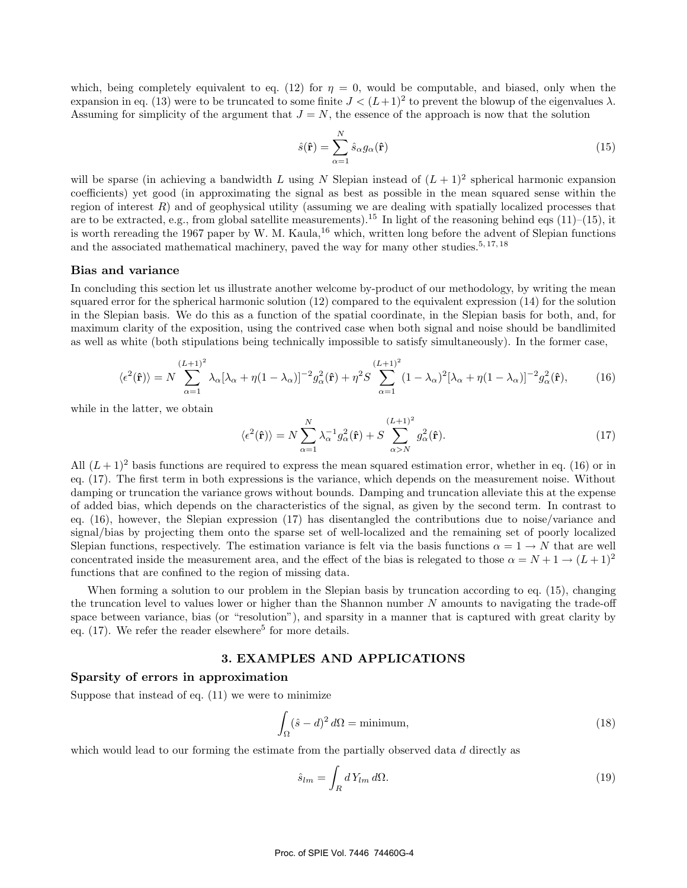which, being completely equivalent to eq. (12) for $\eta = 0$, would be computable, and biased, only when the expansion in eq. (13) were to be truncated to some finite $J < (L+1)^2$ to prevent the blowup of the eigenvalues $\lambda$. Assuming for simplicity of the argument that $J = N$, the essence of the approach is now that the solution

$$\hat{s}(\hat{\mathbf{r}}) = \sum_{\alpha=1}^{N} \hat{s}_\alpha g_\alpha(\hat{\mathbf{r}}) \tag{15}$$

will be sparse (in achieving a bandwidth $L$ using $N$ Slepian instead of $(L+1)^2$ spherical harmonic expansion coefficients) yet good (in approximating the signal as best as possible in the mean squared sense within the region of interest $R$) and of geophysical utility (assuming we are dealing with spatially localized processes that are to be extracted, e.g., from global satellite measurements).[15] In light of the reasoning behind eqs (11)–(15), it is worth rereading the 1967 paper by W. M. Kaula,[16] which, written long before the advent of Slepian functions and the associated mathematical machinery, paved the way for many other studies.[5,17,18]

### Bias and variance

In concluding this section let us illustrate another welcome by-product of our methodology, by writing the mean squared error for the spherical harmonic solution (12) compared to the equivalent expression (14) for the solution in the Slepian basis. We do this as a function of the spatial coordinate, in the Slepian basis for both, and, for maximum clarity of the exposition, using the contrived case when both signal and noise should be bandlimited as well as white (both stipulations being technically impossible to satisfy simultaneously). In the former case,

$$\langle \epsilon^2(\hat{\mathbf{r}}) \rangle = N \sum_{\alpha=1}^{(L+1)^2} \lambda_\alpha [\lambda_\alpha + \eta(1-\lambda_\alpha)]^{-2} g_\alpha^2(\hat{\mathbf{r}}) + \eta^2 S \sum_{\alpha=1}^{(L+1)^2} (1-\lambda_\alpha)^2 [\lambda_\alpha + \eta(1-\lambda_\alpha)]^{-2} g_\alpha^2(\hat{\mathbf{r}}), \tag{16}$$

while in the latter, we obtain

$$\langle \epsilon^2(\hat{\mathbf{r}}) \rangle = N \sum_{\alpha=1}^{N} \lambda_\alpha^{-1} g_\alpha^2(\hat{\mathbf{r}}) + S \sum_{\alpha>N}^{(L+1)^2} g_\alpha^2(\hat{\mathbf{r}}). \tag{17}$$

All $(L+1)^2$ basis functions are required to express the mean squared estimation error, whether in eq. (16) or in eq. (17). The first term in both expressions is the variance, which depends on the measurement noise. Without damping or truncation the variance grows without bounds. Damping and truncation alleviate this at the expense of added bias, which depends on the characteristics of the signal, as given by the second term. In contrast to eq. (16), however, the Slepian expression (17) has disentangled the contributions due to noise/variance and signal/bias by projecting them onto the sparse set of well-localized and the remaining set of poorly localized Slepian functions, respectively. The estimation variance is felt via the basis functions $\alpha = 1 \rightarrow N$ that are well concentrated inside the measurement area, and the effect of the bias is relegated to those $\alpha = N+1 \rightarrow (L+1)^2$ functions that are confined to the region of missing data.

When forming a solution to our problem in the Slepian basis by truncation according to eq. (15), changing the truncation level to values lower or higher than the Shannon number $N$ amounts to navigating the trade-off space between variance, bias (or "resolution"), and sparsity in a manner that is captured with great clarity by eq. (17). We refer the reader elsewhere[5] for more details.

## 3. EXAMPLES AND APPLICATIONS

### Sparsity of errors in approximation

Suppose that instead of eq. (11) we were to minimize

$$\int_\Omega (\hat{s} - d)^2 \, d\Omega = \text{minimum}, \tag{18}$$

which would lead to our forming the estimate from the partially observed data $d$ directly as

$$\hat{s}_{lm} = \int_R d \, Y_{lm} \, d\Omega. \tag{19}$$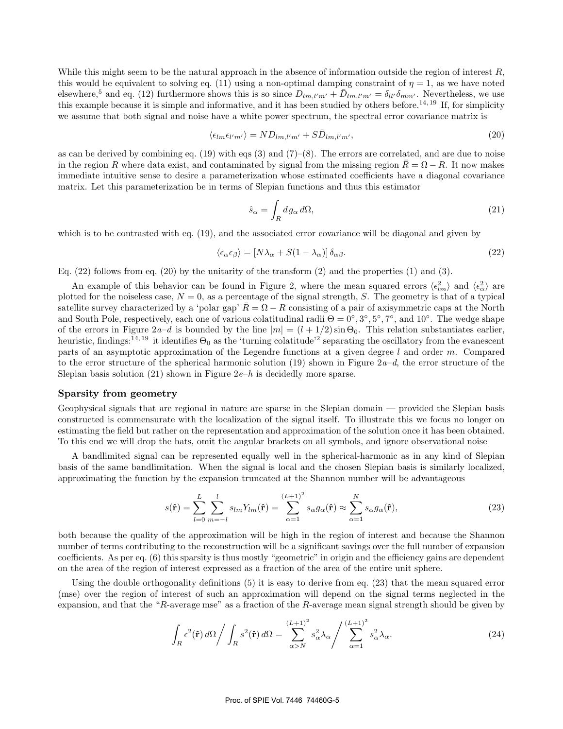While this might seem to be the natural approach in the absence of information outside the region of interest $R$, this would be equivalent to solving eq. (11) using a non-optimal damping constraint of $\eta = 1$, as we have noted elsewhere,[5] and eq. (12) furthermore shows this is so since $D_{lm,l'm'} + \bar{D}_{lm,l'm'} = \delta_{ll'}\delta_{mm'}$. Nevertheless, we use this example because it is simple and informative, and it has been studied by others before.[14, 19] If, for simplicity we assume that both signal and noise have a white power spectrum, the spectral error covariance matrix is

$$\langle \epsilon_{lm}\epsilon_{l'm'} \rangle = N D_{lm,l'm'} + S \bar{D}_{lm,l'm'}, \tag{20}$$

as can be derived by combining eq. (19) with eqs (3) and (7)–(8). The errors are correlated, and are due to noise in the region $R$ where data exist, and contaminated by signal from the missing region $\bar{R} = \Omega - R$. It now makes immediate intuitive sense to desire a parameterization whose estimated coefficients have a diagonal covariance matrix. Let this parameterization be in terms of Slepian functions and thus this estimator

$$\hat{s}_\alpha = \int_R d\, g_\alpha \, d\Omega, \tag{21}$$

which is to be contrasted with eq. (19), and the associated error covariance will be diagonal and given by

$$\langle \epsilon_\alpha \epsilon_\beta \rangle = \left[ N\lambda_\alpha + S(1 - \lambda_\alpha) \right] \delta_{\alpha\beta}. \tag{22}$$

Eq. (22) follows from eq. (20) by the unitarity of the transform (2) and the properties (1) and (3).

An example of this behavior can be found in Figure 2, where the mean squared errors $\langle \epsilon^2_{lm} \rangle$ and $\langle \epsilon^2_\alpha \rangle$ are plotted for the noiseless case, $N = 0$, as a percentage of the signal strength, $S$. The geometry is that of a typical satellite survey characterized by a 'polar gap' $\bar{R} = \Omega - R$ consisting of a pair of axisymmetric caps at the North and South Pole, respectively, each one of various colatitudinal radii $\Theta = 0^\circ, 3^\circ, 5^\circ, 7^\circ$, and $10^\circ$. The wedge shape of the errors in Figure 2*a*–*d* is bounded by the line $|m| = (l + 1/2)\sin\Theta_0$. This relation substantiates earlier, heuristic, findings:[14, 19] it identifies $\Theta_0$ as the 'turning colatitude'[2] separating the oscillatory from the evanescent parts of an asymptotic approximation of the Legendre functions at a given degree $l$ and order $m$. Compared to the error structure of the spherical harmonic solution (19) shown in Figure 2*a*–*d*, the error structure of the Slepian basis solution (21) shown in Figure 2*e*–*h* is decidedly more sparse.

## Sparsity from geometry

Geophysical signals that are regional in nature are sparse in the Slepian domain — provided the Slepian basis constructed is commensurate with the localization of the signal itself. To illustrate this we focus no longer on estimating the field but rather on the representation and approximation of the solution once it has been obtained. To this end we will drop the hats, omit the angular brackets on all symbols, and ignore observational noise

A bandlimited signal can be represented equally well in the spherical-harmonic as in any kind of Slepian basis of the same bandlimitation. When the signal is local and the chosen Slepian basis is similarly localized, approximating the function by the expansion truncated at the Shannon number will be advantageous

$$s(\hat{\mathbf{r}}) = \sum_{l=0}^{L} \sum_{m=-l}^{l} s_{lm} Y_{lm}(\hat{\mathbf{r}}) = \sum_{\alpha=1}^{(L+1)^2} s_\alpha g_\alpha(\hat{\mathbf{r}}) \approx \sum_{\alpha=1}^{N} s_\alpha g_\alpha(\hat{\mathbf{r}}), \tag{23}$$

both because the quality of the approximation will be high in the region of interest and because the Shannon number of terms contributing to the reconstruction will be a significant savings over the full number of expansion coefficients. As per eq. (6) this sparsity is thus mostly "geometric" in origin and the efficiency gains are dependent on the area of the region of interest expressed as a fraction of the area of the entire unit sphere.

Using the double orthogonality definitions (5) it is easy to derive from eq. (23) that the mean squared error (mse) over the region of interest of such an approximation will depend on the signal terms neglected in the expansion, and that the "$R$-average mse" as a fraction of the $R$-average mean signal strength should be given by

$$\int_R \epsilon^2(\hat{\mathbf{r}})\, d\Omega \Big/ \int_R s^2(\hat{\mathbf{r}})\, d\Omega = \sum_{\alpha > N}^{(L+1)^2} s_\alpha^2 \lambda_\alpha \Big/ \sum_{\alpha=1}^{(L+1)^2} s_\alpha^2 \lambda_\alpha. \tag{24}$$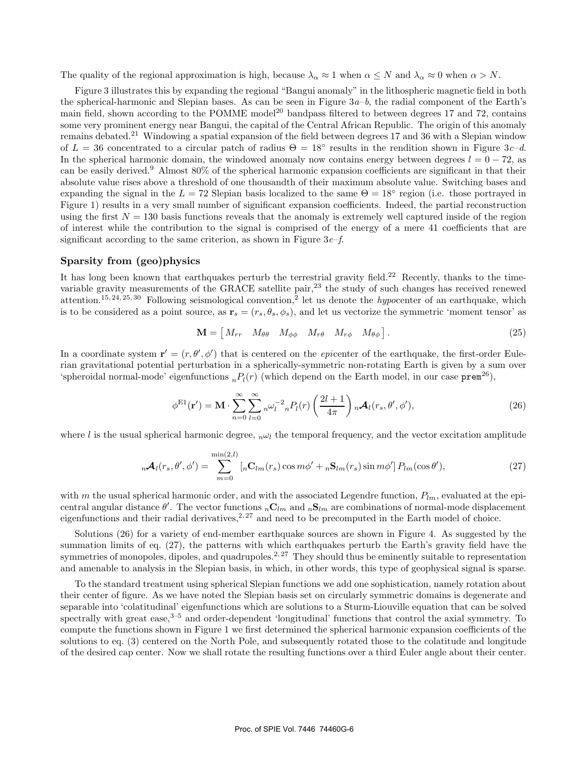The quality of the regional approximation is high, because $\lambda_\alpha \approx 1$ when $\alpha \leq N$ and $\lambda_\alpha \approx 0$ when $\alpha > N$.

Figure 3 illustrates this by expanding the regional "Bangui anomaly" in the lithospheric magnetic field in both the spherical-harmonic and Slepian bases. As can be seen in Figure 3*a*–*b*, the radial component of the Earth's main field, shown according to the POMME model[20] bandpass filtered to between degrees 17 and 72, contains some very prominent energy near Bangui, the capital of the Central African Republic. The origin of this anomaly remains debated.[21] Windowing a spatial expansion of the field between degrees 17 and 36 with a Slepian window of $L = 36$ concentrated to a circular patch of radius $\Theta = 18^\circ$ results in the rendition shown in Figure 3*c*–*d*. In the spherical harmonic domain, the windowed anomaly now contains energy between degrees $l = 0 - 72$, as can be easily derived.[9] Almost 80% of the spherical harmonic expansion coefficients are significant in that their absolute value rises above a threshold of one thousandth of their maximum absolute value. Switching bases and expanding the signal in the $L = 72$ Slepian basis localized to the same $\Theta = 18^\circ$ region (i.e. those portrayed in Figure 1) results in a very small number of significant expansion coefficients. Indeed, the partial reconstruction using the first $N = 130$ basis functions reveals that the anomaly is extremely well captured inside of the region of interest while the contribution to the signal is comprised of the energy of a mere 41 coefficients that are significant according to the same criterion, as shown in Figure 3*e*–*f*.

## Sparsity from (geo)physics

It has long been known that earthquakes perturb the terrestrial gravity field.[22] Recently, thanks to the time-variable gravity measurements of the GRACE satellite pair,[23] the study of such changes has received renewed attention.[15, 24, 25, 30] Following seismological convention,[2] let us denote the *hypo*center of an earthquake, which is to be considered as a point source, as $\mathbf{r}_s = (r_s, \theta_s, \phi_s)$, and let us vectorize the symmetric 'moment tensor' as

$$\mathbf{M} = \begin{bmatrix} M_{rr} & M_{\theta\theta} & M_{\phi\phi} & M_{r\theta} & M_{r\phi} & M_{\theta\phi} \end{bmatrix}. \tag{25}$$

In a coordinate system $\mathbf{r}' = (r, \theta', \phi')$ that is centered on the *epi*center of the earthquake, the first-order Eulerian gravitational potential perturbation in a spherically-symmetric non-rotating Earth is given by a sum over 'spheroidal normal-mode' eigenfunctions ${}_nP_l(r)$ (which depend on the Earth model, in our case `prem`[26]),

$$\phi^{\mathrm{E1}}(\mathbf{r}') = \mathbf{M} \cdot \sum_{n=0}^{\infty} \sum_{l=0}^{\infty} {}_n\omega_l^{-2} \, {}_nP_l(r) \left( \frac{2l+1}{4\pi} \right) {}_n\boldsymbol{\mathcal{A}}_l(r_s, \theta', \phi'), \tag{26}$$

where $l$ is the usual spherical harmonic degree, ${}_n\omega_l$ the temporal frequency, and the vector excitation amplitude

$${}_n\boldsymbol{\mathcal{A}}_l(r_s, \theta', \phi') = \sum_{m=0}^{\min(2,l)} \left[ {}_n\mathbf{C}_{lm}(r_s) \cos m\phi' + {}_n\mathbf{S}_{lm}(r_s) \sin m\phi' \right] P_{lm}(\cos\theta'), \tag{27}$$

with $m$ the usual spherical harmonic order, and with the associated Legendre function, $P_{lm}$, evaluated at the epicentral angular distance $\theta'$. The vector functions ${}_n\mathbf{C}_{lm}$ and ${}_n\mathbf{S}_{lm}$ are combinations of normal-mode displacement eigenfunctions and their radial derivatives,[2, 27] and need to be precomputed in the Earth model of choice.

Solutions (26) for a variety of end-member earthquake sources are shown in Figure 4. As suggested by the summation limits of eq. (27), the patterns with which earthquakes perturb the Earth's gravity field have the symmetries of monopoles, dipoles, and quadrupoles.[2, 27] They should thus be eminently suitable to representation and amenable to analysis in the Slepian basis, in which, in other words, this type of geophysical signal is sparse.

To the standard treatment using spherical Slepian functions we add one sophistication, namely rotation about their center of figure. As we have noted the Slepian basis set on circularly symmetric domains is degenerate and separable into 'colatitudinal' eigenfunctions which are solutions to a Sturm-Liouville equation that can be solved spectrally with great ease,[3–5] and order-dependent 'longitudinal' functions that control the axial symmetry. To compute the functions shown in Figure 1 we first determined the spherical harmonic expansion coefficients of the solutions to eq. (3) centered on the North Pole, and subsequently rotated those to the colatitude and longitude of the desired cap center. Now we shall rotate the resulting functions over a third Euler angle about their center.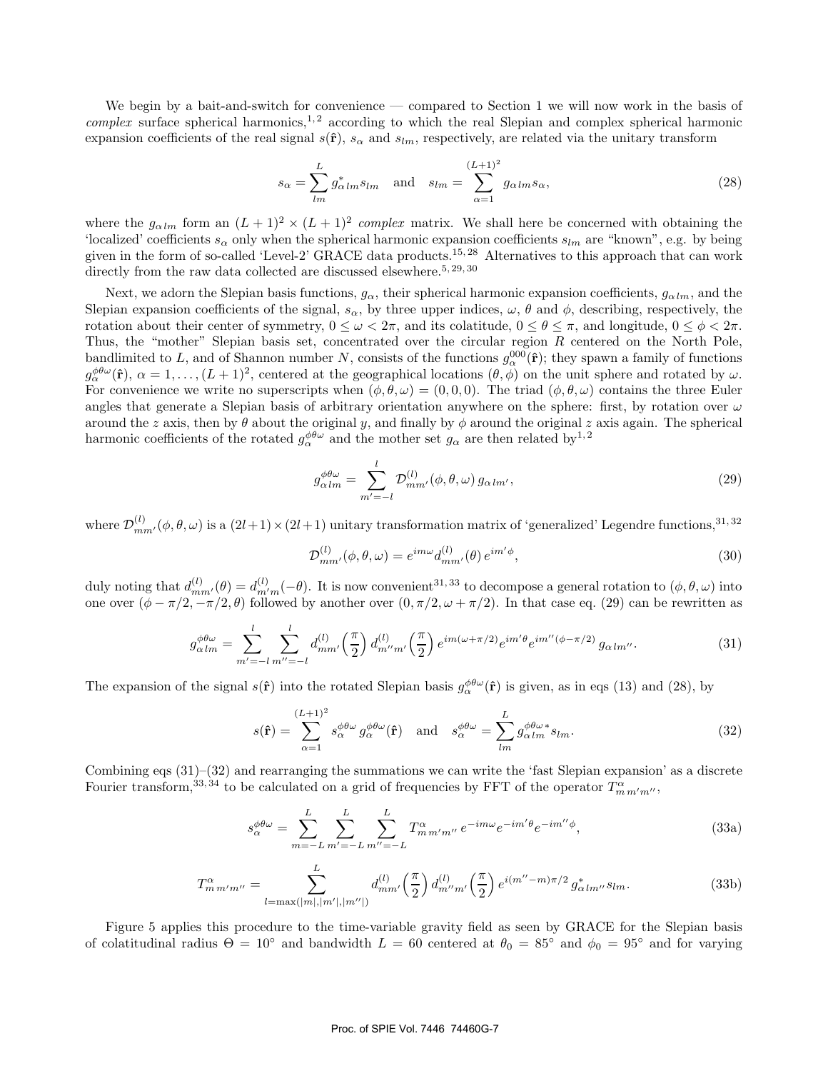We begin by a bait-and-switch for convenience — compared to Section 1 we will now work in the basis of *complex* surface spherical harmonics,[1,2] according to which the real Slepian and complex spherical harmonic expansion coefficients of the real signal $s(\hat{\mathbf{r}})$, $s_\alpha$ and $s_{lm}$, respectively, are related via the unitary transform

$$s_\alpha = \sum_{lm}^{L} g^*_{\alpha\, lm} s_{lm} \quad \text{and} \quad s_{lm} = \sum_{\alpha=1}^{(L+1)^2} g_{\alpha\, lm} s_\alpha, \tag{28}$$

where the $g_{\alpha\, lm}$ form an $(L+1)^2 \times (L+1)^2$ *complex* matrix. We shall here be concerned with obtaining the 'localized' coefficients $s_\alpha$ only when the spherical harmonic expansion coefficients $s_{lm}$ are "known", e.g. by being given in the form of so-called 'Level-2' GRACE data products.[15,28] Alternatives to this approach that can work directly from the raw data collected are discussed elsewhere.[5,29,30]

Next, we adorn the Slepian basis functions, $g_\alpha$, their spherical harmonic expansion coefficients, $g_{\alpha\, lm}$, and the Slepian expansion coefficients of the signal, $s_\alpha$, by three upper indices, $\omega$, $\theta$ and $\phi$, describing, respectively, the rotation about their center of symmetry, $0 \le \omega < 2\pi$, and its colatitude, $0 \le \theta \le \pi$, and longitude, $0 \le \phi < 2\pi$. Thus, the "mother" Slepian basis set, concentrated over the circular region $R$ centered on the North Pole, bandlimited to $L$, and of Shannon number $N$, consists of the functions $g_\alpha^{000}(\hat{\mathbf{r}})$; they spawn a family of functions $g_\alpha^{\phi\theta\omega}(\hat{\mathbf{r}})$, $\alpha = 1, \ldots, (L+1)^2$, centered at the geographical locations $(\theta, \phi)$ on the unit sphere and rotated by $\omega$. For convenience we write no superscripts when $(\phi, \theta, \omega) = (0, 0, 0)$. The triad $(\phi, \theta, \omega)$ contains the three Euler angles that generate a Slepian basis of arbitrary orientation anywhere on the sphere: first, by rotation over $\omega$ around the $z$ axis, then by $\theta$ about the original $y$, and finally by $\phi$ around the original $z$ axis again. The spherical harmonic coefficients of the rotated $g_\alpha^{\phi\theta\omega}$ and the mother set $g_\alpha$ are then related by[1,2]

$$g_{\alpha\, lm}^{\phi\theta\omega} = \sum_{m'=-l}^{l} \mathcal{D}_{mm'}^{(l)}(\phi, \theta, \omega)\, g_{\alpha\, lm'}, \tag{29}$$

where $\mathcal{D}_{mm'}^{(l)}(\phi, \theta, \omega)$ is a $(2l+1)\times(2l+1)$ unitary transformation matrix of 'generalized' Legendre functions,[31,32]

$$\mathcal{D}_{mm'}^{(l)}(\phi, \theta, \omega) = e^{im\omega} d_{mm'}^{(l)}(\theta)\, e^{im'\phi}, \tag{30}$$

duly noting that $d_{mm'}^{(l)}(\theta) = d_{m'm}^{(l)}(-\theta)$. It is now convenient[31,33] to decompose a general rotation to $(\phi, \theta, \omega)$ into one over $(\phi - \pi/2, -\pi/2, \theta)$ followed by another over $(0, \pi/2, \omega + \pi/2)$. In that case eq. (29) can be rewritten as

$$g_{\alpha\, lm}^{\phi\theta\omega} = \sum_{m'=-l}^{l} \sum_{m''=-l}^{l} d_{mm'}^{(l)}\!\left(\frac{\pi}{2}\right) d_{m''m'}^{(l)}\!\left(\frac{\pi}{2}\right) e^{im(\omega+\pi/2)} e^{im'\theta} e^{im''(\phi-\pi/2)}\, g_{\alpha\, lm''}. \tag{31}$$

The expansion of the signal $s(\hat{\mathbf{r}})$ into the rotated Slepian basis $g_\alpha^{\phi\theta\omega}(\hat{\mathbf{r}})$ is given, as in eqs (13) and (28), by

$$s(\hat{\mathbf{r}}) = \sum_{\alpha=1}^{(L+1)^2} s_\alpha^{\phi\theta\omega}\, g_\alpha^{\phi\theta\omega}(\hat{\mathbf{r}}) \quad \text{and} \quad s_\alpha^{\phi\theta\omega} = \sum_{lm}^{L} g_{\alpha\, lm}^{\phi\theta\omega\, *} s_{lm}. \tag{32}$$

Combining eqs (31)–(32) and rearranging the summations we can write the 'fast Slepian expansion' as a discrete Fourier transform,[33,34] to be calculated on a grid of frequencies by FFT of the operator $T^\alpha_{m\, m'm''}$,

$$s_\alpha^{\phi\theta\omega} = \sum_{m=-L}^{L} \sum_{m'=-L}^{L} \sum_{m''=-L}^{L} T^\alpha_{m\, m'm''}\, e^{-im\omega} e^{-im'\theta} e^{-im''\phi}, \tag{33a}$$

$$T^\alpha_{m\, m'm''} = \sum_{l=\max(|m|,|m'|,|m''|)}^{L} d_{mm'}^{(l)}\!\left(\frac{\pi}{2}\right) d_{m''m'}^{(l)}\!\left(\frac{\pi}{2}\right) e^{i(m''-m)\pi/2}\, g^*_{\alpha\, lm''} s_{lm}. \tag{33b}$$

Figure 5 applies this procedure to the time-variable gravity field as seen by GRACE for the Slepian basis of colatitudinal radius $\Theta = 10^\circ$ and bandwidth $L = 60$ centered at $\theta_0 = 85^\circ$ and $\phi_0 = 95^\circ$ and for varying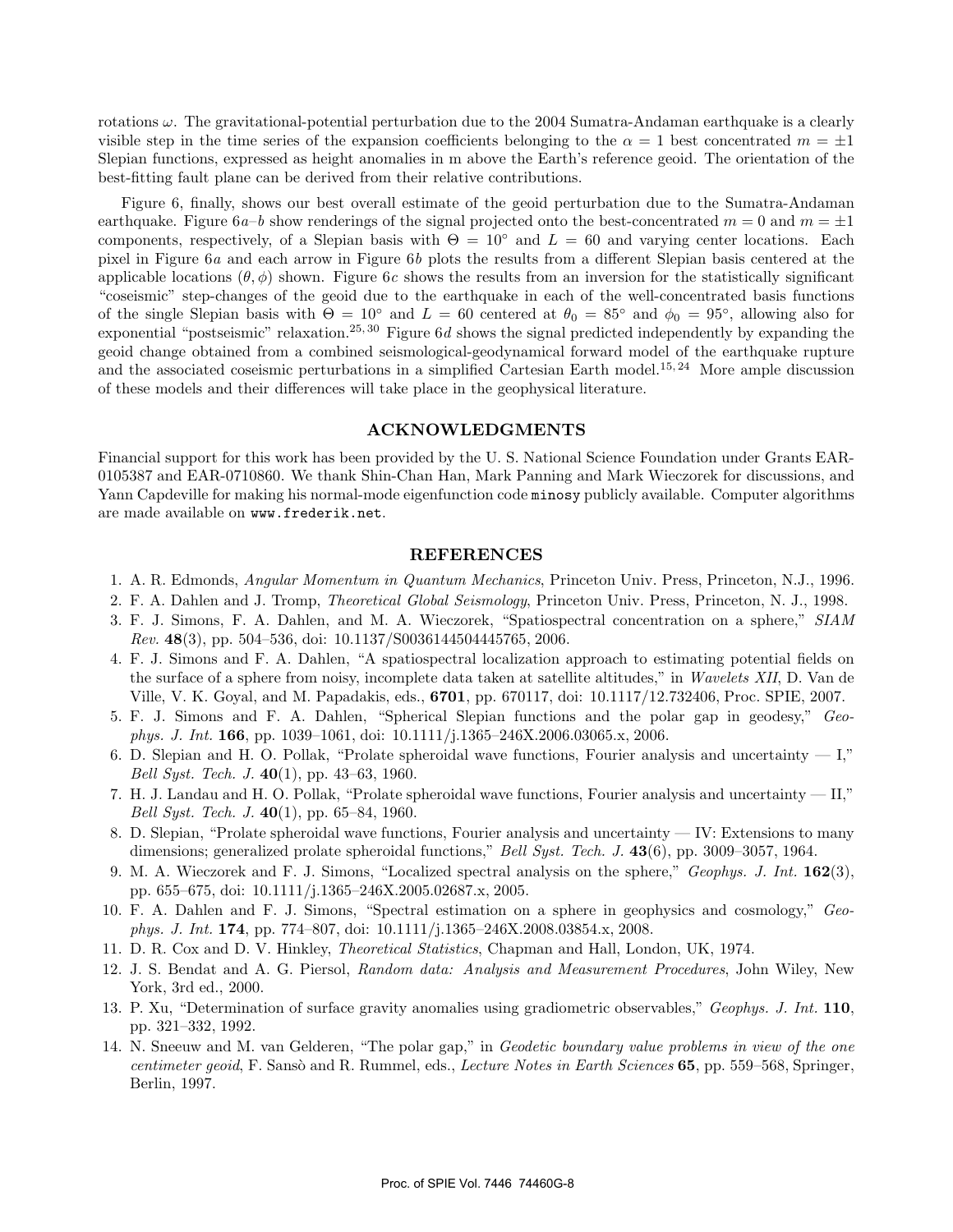rotations $\omega$. The gravitational-potential perturbation due to the 2004 Sumatra-Andaman earthquake is a clearly visible step in the time series of the expansion coefficients belonging to the $\alpha = 1$ best concentrated $m = \pm 1$ Slepian functions, expressed as height anomalies in m above the Earth's reference geoid. The orientation of the best-fitting fault plane can be derived from their relative contributions.

Figure 6, finally, shows our best overall estimate of the geoid perturbation due to the Sumatra-Andaman earthquake. Figure 6*a*–*b* show renderings of the signal projected onto the best-concentrated $m = 0$ and $m = \pm 1$ components, respectively, of a Slepian basis with $\Theta = 10°$ and $L = 60$ and varying center locations. Each pixel in Figure 6*a* and each arrow in Figure 6*b* plots the results from a different Slepian basis centered at the applicable locations $(\theta, \phi)$ shown. Figure 6*c* shows the results from an inversion for the statistically significant "coseismic" step-changes of the geoid due to the earthquake in each of the well-concentrated basis functions of the single Slepian basis with $\Theta = 10°$ and $L = 60$ centered at $\theta_0 = 85°$ and $\phi_0 = 95°$, allowing also for exponential "postseismic" relaxation.[25, 30] Figure 6*d* shows the signal predicted independently by expanding the geoid change obtained from a combined seismological-geodynamical forward model of the earthquake rupture and the associated coseismic perturbations in a simplified Cartesian Earth model.[15, 24] More ample discussion of these models and their differences will take place in the geophysical literature.

## ACKNOWLEDGMENTS

Financial support for this work has been provided by the U. S. National Science Foundation under Grants EAR-0105387 and EAR-0710860. We thank Shin-Chan Han, Mark Panning and Mark Wieczorek for discussions, and Yann Capdeville for making his normal-mode eigenfunction code `minosy` publicly available. Computer algorithms are made available on `www.frederik.net`.

## REFERENCES

1. A. R. Edmonds, *Angular Momentum in Quantum Mechanics*, Princeton Univ. Press, Princeton, N.J., 1996.
2. F. A. Dahlen and J. Tromp, *Theoretical Global Seismology*, Princeton Univ. Press, Princeton, N. J., 1998.
3. F. J. Simons, F. A. Dahlen, and M. A. Wieczorek, "Spatiospectral concentration on a sphere," *SIAM Rev.* **48**(3), pp. 504–536, doi: 10.1137/S0036144504445765, 2006.
4. F. J. Simons and F. A. Dahlen, "A spatiospectral localization approach to estimating potential fields on the surface of a sphere from noisy, incomplete data taken at satellite altitudes," in *Wavelets XII*, D. Van de Ville, V. K. Goyal, and M. Papadakis, eds., **6701**, pp. 670117, doi: 10.1117/12.732406, Proc. SPIE, 2007.
5. F. J. Simons and F. A. Dahlen, "Spherical Slepian functions and the polar gap in geodesy," *Geophys. J. Int.* **166**, pp. 1039–1061, doi: 10.1111/j.1365–246X.2006.03065.x, 2006.
6. D. Slepian and H. O. Pollak, "Prolate spheroidal wave functions, Fourier analysis and uncertainty — I," *Bell Syst. Tech. J.* **40**(1), pp. 43–63, 1960.
7. H. J. Landau and H. O. Pollak, "Prolate spheroidal wave functions, Fourier analysis and uncertainty — II," *Bell Syst. Tech. J.* **40**(1), pp. 65–84, 1960.
8. D. Slepian, "Prolate spheroidal wave functions, Fourier analysis and uncertainty — IV: Extensions to many dimensions; generalized prolate spheroidal functions," *Bell Syst. Tech. J.* **43**(6), pp. 3009–3057, 1964.
9. M. A. Wieczorek and F. J. Simons, "Localized spectral analysis on the sphere," *Geophys. J. Int.* **162**(3), pp. 655–675, doi: 10.1111/j.1365–246X.2005.02687.x, 2005.
10. F. A. Dahlen and F. J. Simons, "Spectral estimation on a sphere in geophysics and cosmology," *Geophys. J. Int.* **174**, pp. 774–807, doi: 10.1111/j.1365–246X.2008.03854.x, 2008.
11. D. R. Cox and D. V. Hinkley, *Theoretical Statistics*, Chapman and Hall, London, UK, 1974.
12. J. S. Bendat and A. G. Piersol, *Random data: Analysis and Measurement Procedures*, John Wiley, New York, 3rd ed., 2000.
13. P. Xu, "Determination of surface gravity anomalies using gradiometric observables," *Geophys. J. Int.* **110**, pp. 321–332, 1992.
14. N. Sneeuw and M. van Gelderen, "The polar gap," in *Geodetic boundary value problems in view of the one centimeter geoid*, F. Sansò and R. Rummel, eds., *Lecture Notes in Earth Sciences* **65**, pp. 559–568, Springer, Berlin, 1997.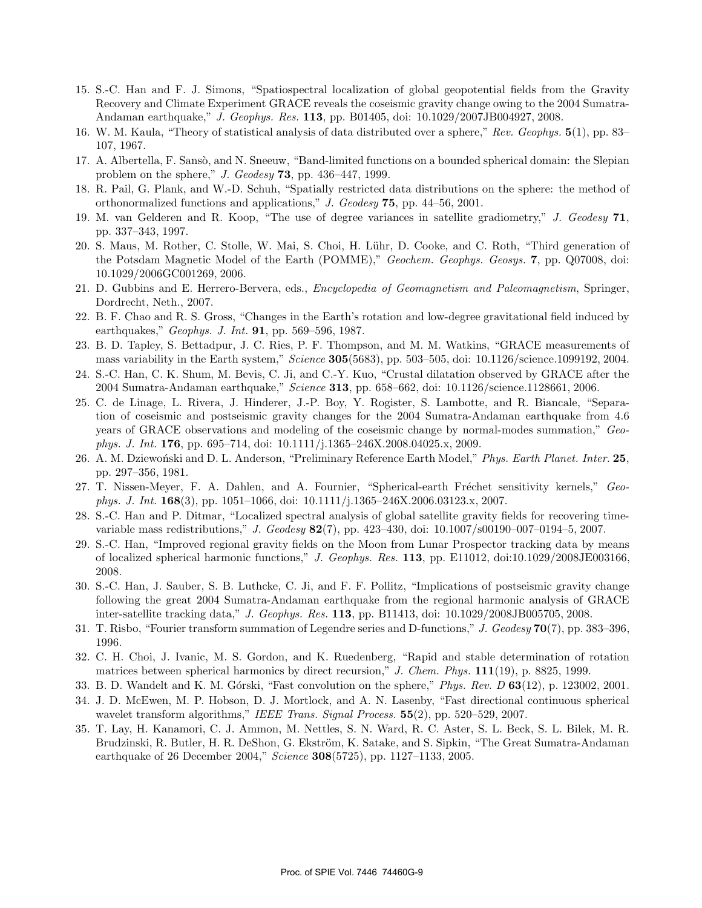15. S.-C. Han and F. J. Simons, "Spatiospectral localization of global geopotential fields from the Gravity Recovery and Climate Experiment GRACE reveals the coseismic gravity change owing to the 2004 Sumatra-Andaman earthquake," *J. Geophys. Res.* **113**, pp. B01405, doi: 10.1029/2007JB004927, 2008.
16. W. M. Kaula, "Theory of statistical analysis of data distributed over a sphere," *Rev. Geophys.* **5**(1), pp. 83–107, 1967.
17. A. Albertella, F. Sansò, and N. Sneeuw, "Band-limited functions on a bounded spherical domain: the Slepian problem on the sphere," *J. Geodesy* **73**, pp. 436–447, 1999.
18. R. Pail, G. Plank, and W.-D. Schuh, "Spatially restricted data distributions on the sphere: the method of orthonormalized functions and applications," *J. Geodesy* **75**, pp. 44–56, 2001.
19. M. van Gelderen and R. Koop, "The use of degree variances in satellite gradiometry," *J. Geodesy* **71**, pp. 337–343, 1997.
20. S. Maus, M. Rother, C. Stolle, W. Mai, S. Choi, H. Lühr, D. Cooke, and C. Roth, "Third generation of the Potsdam Magnetic Model of the Earth (POMME)," *Geochem. Geophys. Geosys.* **7**, pp. Q07008, doi: 10.1029/2006GC001269, 2006.
21. D. Gubbins and E. Herrero-Bervera, eds., *Encyclopedia of Geomagnetism and Paleomagnetism*, Springer, Dordrecht, Neth., 2007.
22. B. F. Chao and R. S. Gross, "Changes in the Earth's rotation and low-degree gravitational field induced by earthquakes," *Geophys. J. Int.* **91**, pp. 569–596, 1987.
23. B. D. Tapley, S. Bettadpur, J. C. Ries, P. F. Thompson, and M. M. Watkins, "GRACE measurements of mass variability in the Earth system," *Science* **305**(5683), pp. 503–505, doi: 10.1126/science.1099192, 2004.
24. S.-C. Han, C. K. Shum, M. Bevis, C. Ji, and C.-Y. Kuo, "Crustal dilatation observed by GRACE after the 2004 Sumatra-Andaman earthquake," *Science* **313**, pp. 658–662, doi: 10.1126/science.1128661, 2006.
25. C. de Linage, L. Rivera, J. Hinderer, J.-P. Boy, Y. Rogister, S. Lambotte, and R. Biancale, "Separation of coseismic and postseismic gravity changes for the 2004 Sumatra-Andaman earthquake from 4.6 years of GRACE observations and modeling of the coseismic change by normal-modes summation," *Geophys. J. Int.* **176**, pp. 695–714, doi: 10.1111/j.1365–246X.2008.04025.x, 2009.
26. A. M. Dziewoński and D. L. Anderson, "Preliminary Reference Earth Model," *Phys. Earth Planet. Inter.* **25**, pp. 297–356, 1981.
27. T. Nissen-Meyer, F. A. Dahlen, and A. Fournier, "Spherical-earth Fréchet sensitivity kernels," *Geophys. J. Int.* **168**(3), pp. 1051–1066, doi: 10.1111/j.1365–246X.2006.03123.x, 2007.
28. S.-C. Han and P. Ditmar, "Localized spectral analysis of global satellite gravity fields for recovering time-variable mass redistributions," *J. Geodesy* **82**(7), pp. 423–430, doi: 10.1007/s00190–007–0194–5, 2007.
29. S.-C. Han, "Improved regional gravity fields on the Moon from Lunar Prospector tracking data by means of localized spherical harmonic functions," *J. Geophys. Res.* **113**, pp. E11012, doi:10.1029/2008JE003166, 2008.
30. S.-C. Han, J. Sauber, S. B. Luthcke, C. Ji, and F. F. Pollitz, "Implications of postseismic gravity change following the great 2004 Sumatra-Andaman earthquake from the regional harmonic analysis of GRACE inter-satellite tracking data," *J. Geophys. Res.* **113**, pp. B11413, doi: 10.1029/2008JB005705, 2008.
31. T. Risbo, "Fourier transform summation of Legendre series and D-functions," *J. Geodesy* **70**(7), pp. 383–396, 1996.
32. C. H. Choi, J. Ivanic, M. S. Gordon, and K. Ruedenberg, "Rapid and stable determination of rotation matrices between spherical harmonics by direct recursion," *J. Chem. Phys.* **111**(19), p. 8825, 1999.
33. B. D. Wandelt and K. M. Górski, "Fast convolution on the sphere," *Phys. Rev. D* **63**(12), p. 123002, 2001.
34. J. D. McEwen, M. P. Hobson, D. J. Mortlock, and A. N. Lasenby, "Fast directional continuous spherical wavelet transform algorithms," *IEEE Trans. Signal Process.* **55**(2), pp. 520–529, 2007.
35. T. Lay, H. Kanamori, C. J. Ammon, M. Nettles, S. N. Ward, R. C. Aster, S. L. Beck, S. L. Bilek, M. R. Brudzinski, R. Butler, H. R. DeShon, G. Ekström, K. Satake, and S. Sipkin, "The Great Sumatra-Andaman earthquake of 26 December 2004," *Science* **308**(5725), pp. 1127–1133, 2005.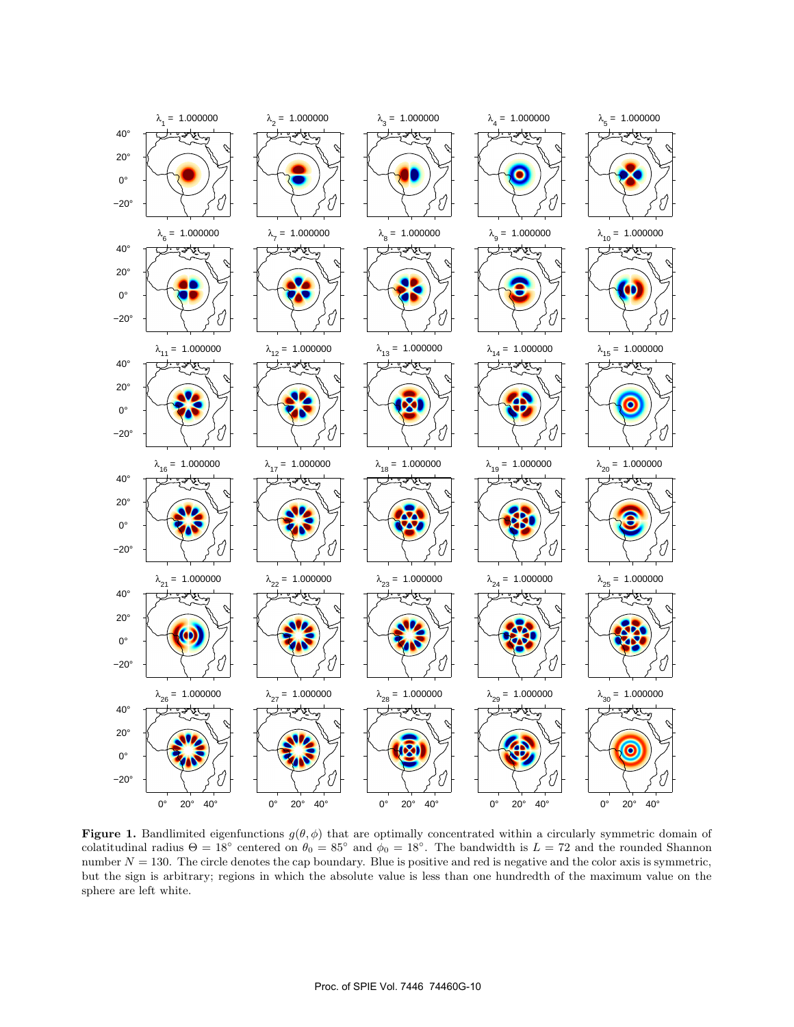**Figure 1.** Bandlimited eigenfunctions $g(\theta, \phi)$ that are optimally concentrated within a circularly symmetric domain of colatitudinal radius $\Theta = 18^\circ$ centered on $\theta_0 = 85^\circ$ and $\phi_0 = 18^\circ$. The bandwidth is $L = 72$ and the rounded Shannon number $N = 130$. The circle denotes the cap boundary. Blue is positive and red is negative and the color axis is symmetric, but the sign is arbitrary; regions in which the absolute value is less than one hundredth of the maximum value on the sphere are left white.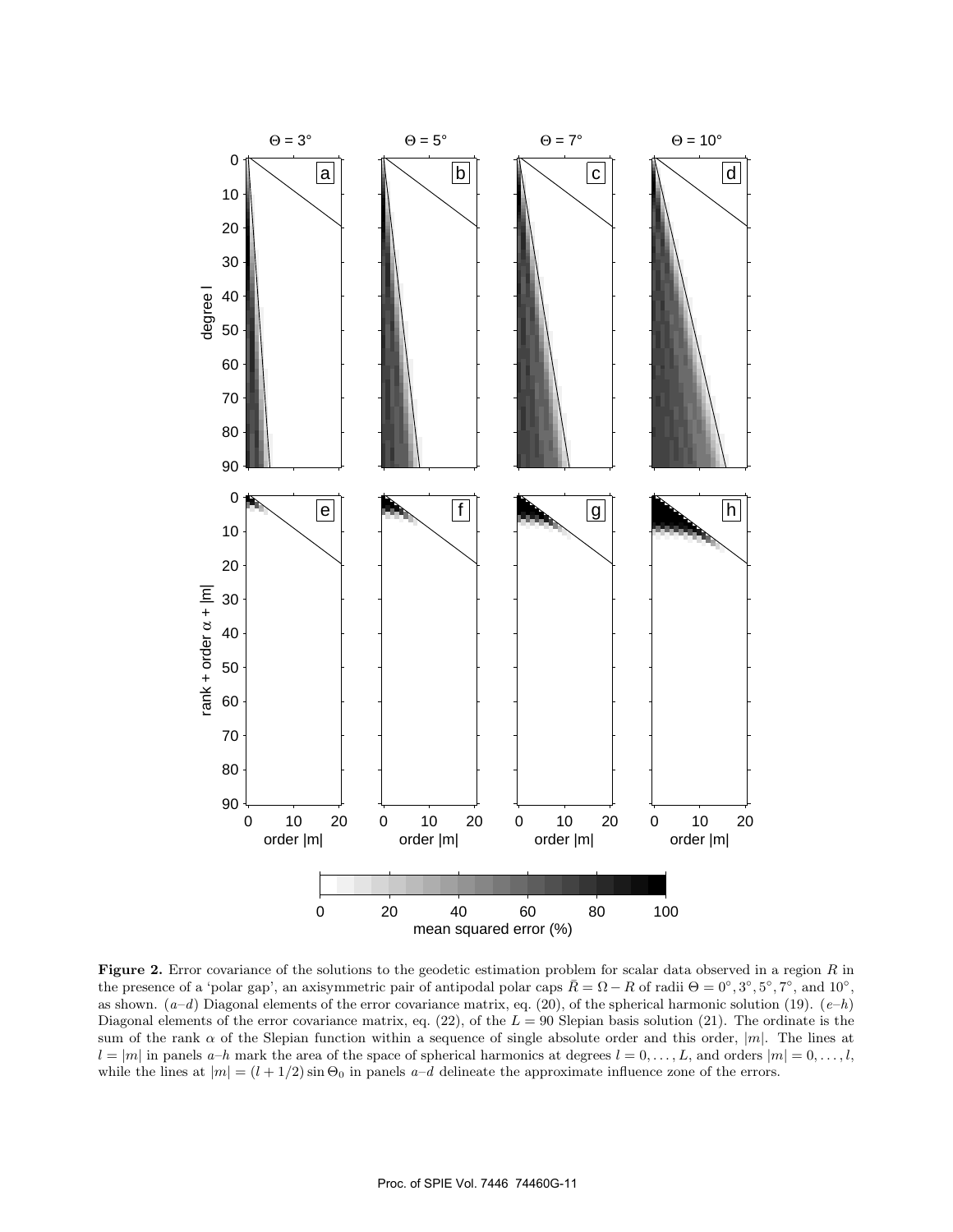**Figure 2.** Error covariance of the solutions to the geodetic estimation problem for scalar data observed in a region $R$ in the presence of a 'polar gap', an axisymmetric pair of antipodal polar caps $\bar{R} = \Omega - R$ of radii $\Theta = 0^\circ, 3^\circ, 5^\circ, 7^\circ$, and $10^\circ$, as shown. (*a–d*) Diagonal elements of the error covariance matrix, eq. (20), of the spherical harmonic solution (19). (*e–h*) Diagonal elements of the error covariance matrix, eq. (22), of the $L = 90$ Slepian basis solution (21). The ordinate is the sum of the rank $\alpha$ of the Slepian function within a sequence of single absolute order and this order, $|m|$. The lines at $l = |m|$ in panels *a–h* mark the area of the space of spherical harmonics at degrees $l = 0, \ldots, L$, and orders $|m| = 0, \ldots, l$, while the lines at $|m| = (l + 1/2) \sin \Theta_0$ in panels *a–d* delineate the approximate influence zone of the errors.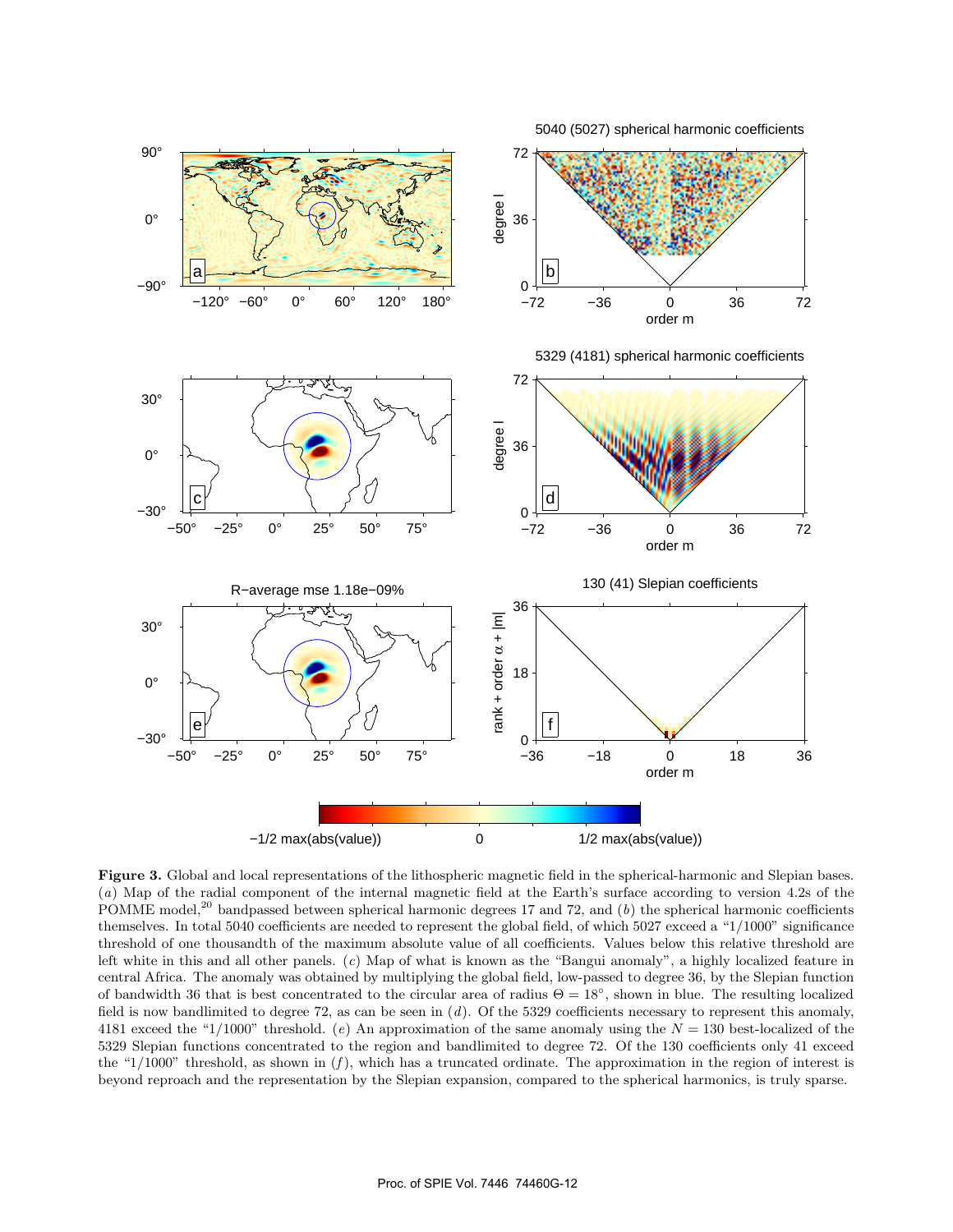**Figure 3.** Global and local representations of the lithospheric magnetic field in the spherical-harmonic and Slepian bases. (*a*) Map of the radial component of the internal magnetic field at the Earth's surface according to version 4.2s of the POMME model,[20] bandpassed between spherical harmonic degrees 17 and 72, and (*b*) the spherical harmonic coefficients themselves. In total 5040 coefficients are needed to represent the global field, of which 5027 exceed a "1/1000" significance threshold of one thousandth of the maximum absolute value of all coefficients. Values below this relative threshold are left white in this and all other panels. (*c*) Map of what is known as the "Bangui anomaly", a highly localized feature in central Africa. The anomaly was obtained by multiplying the global field, low-passed to degree 36, by the Slepian function of bandwidth 36 that is best concentrated to the circular area of radius $\Theta = 18°$, shown in blue. The resulting localized field is now bandlimited to degree 72, as can be seen in (*d*). Of the 5329 coefficients necessary to represent this anomaly, 4181 exceed the "1/1000" threshold. (*e*) An approximation of the same anomaly using the $N = 130$ best-localized of the 5329 Slepian functions concentrated to the region and bandlimited to degree 72. Of the 130 coefficients only 41 exceed the "1/1000" threshold, as shown in (*f*), which has a truncated ordinate. The approximation in the region of interest is beyond reproach and the representation by the Slepian expansion, compared to the spherical harmonics, is truly sparse.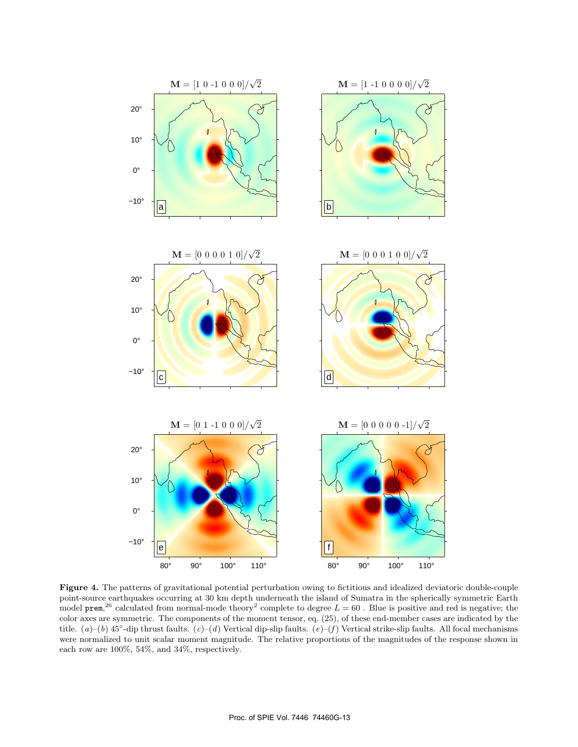$\mathbf{M} = [1\ 0\ \text{-}1\ 0\ 0\ 0]/\sqrt{2}$

$\mathbf{M} = [1\ \text{-}1\ 0\ 0\ 0\ 0]/\sqrt{2}$

$\mathbf{M} = [0\ 0\ 0\ 0\ 1\ 0]/\sqrt{2}$

$\mathbf{M} = [0\ 0\ 0\ 1\ 0\ 0]/\sqrt{2}$

$\mathbf{M} = [0\ 1\ \text{-}1\ 0\ 0\ 0]/\sqrt{2}$

$\mathbf{M} = [0\ 0\ 0\ 0\ 0\ \text{-}1]/\sqrt{2}$

**Figure 4.** The patterns of gravitational potential perturbation owing to fictitious and idealized deviatoric double-couple point-source earthquakes occurring at 30 km depth underneath the island of Sumatra in the spherically symmetric Earth model `prem`,[26] calculated from normal-mode theory[2] complete to degree $L = 60$ . Blue is positive and red is negative; the color axes are symmetric. The components of the moment tensor, eq. (25), of these end-member cases are indicated by the title. (*a*)–(*b*) 45°-dip thrust faults. (*c*)–(*d*) Vertical dip-slip faults. (*e*)–(*f*) Vertical strike-slip faults. All focal mechanisms were normalized to unit scalar moment magnitude. The relative proportions of the magnitudes of the response shown in each row are 100%, 54%, and 34%, respectively.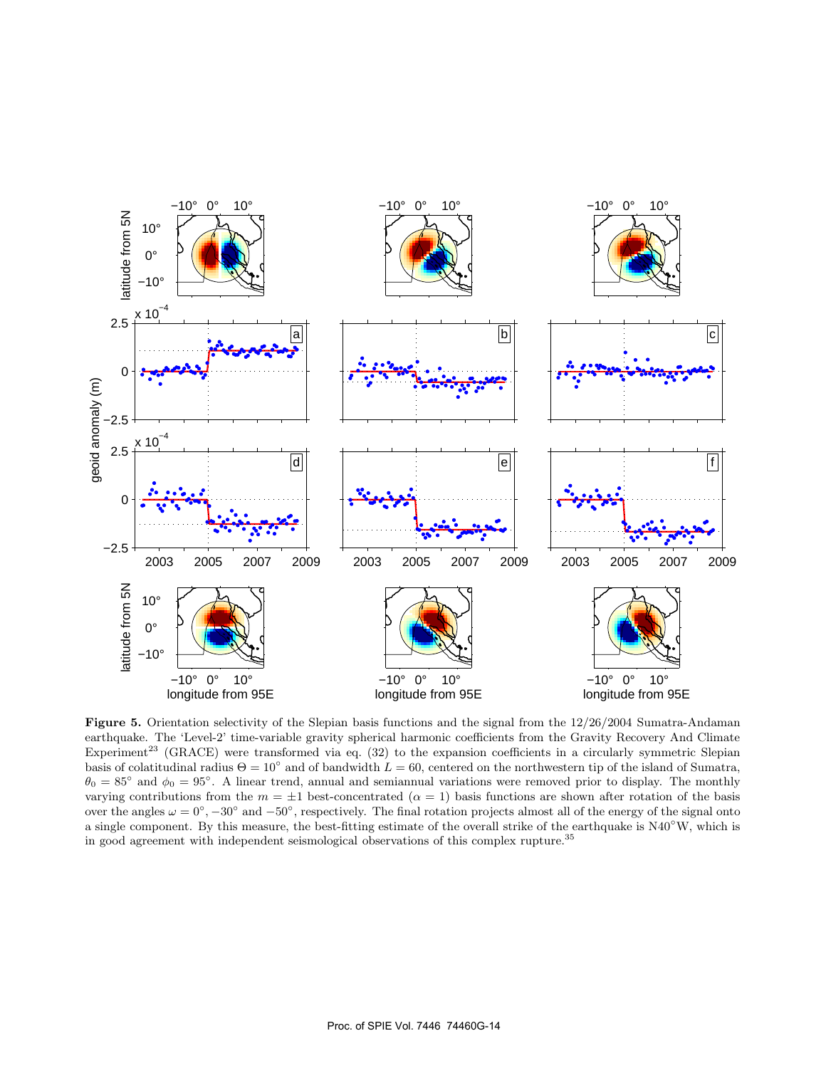**Figure 5.** Orientation selectivity of the Slepian basis functions and the signal from the 12/26/2004 Sumatra-Andaman earthquake. The 'Level-2' time-variable gravity spherical harmonic coefficients from the Gravity Recovery And Climate Experiment[23] (GRACE) were transformed via eq. (32) to the expansion coefficients in a circularly symmetric Slepian basis of colatitudinal radius $\Theta = 10^\circ$ and of bandwidth $L = 60$, centered on the northwestern tip of the island of Sumatra, $\theta_0 = 85^\circ$ and $\phi_0 = 95^\circ$. A linear trend, annual and semiannual variations were removed prior to display. The monthly varying contributions from the $m = \pm 1$ best-concentrated ($\alpha = 1$) basis functions are shown after rotation of the basis over the angles $\omega = 0^\circ, -30^\circ$ and $-50^\circ$, respectively. The final rotation projects almost all of the energy of the signal onto a single component. By this measure, the best-fitting estimate of the overall strike of the earthquake is N40°W, which is in good agreement with independent seismological observations of this complex rupture.[35]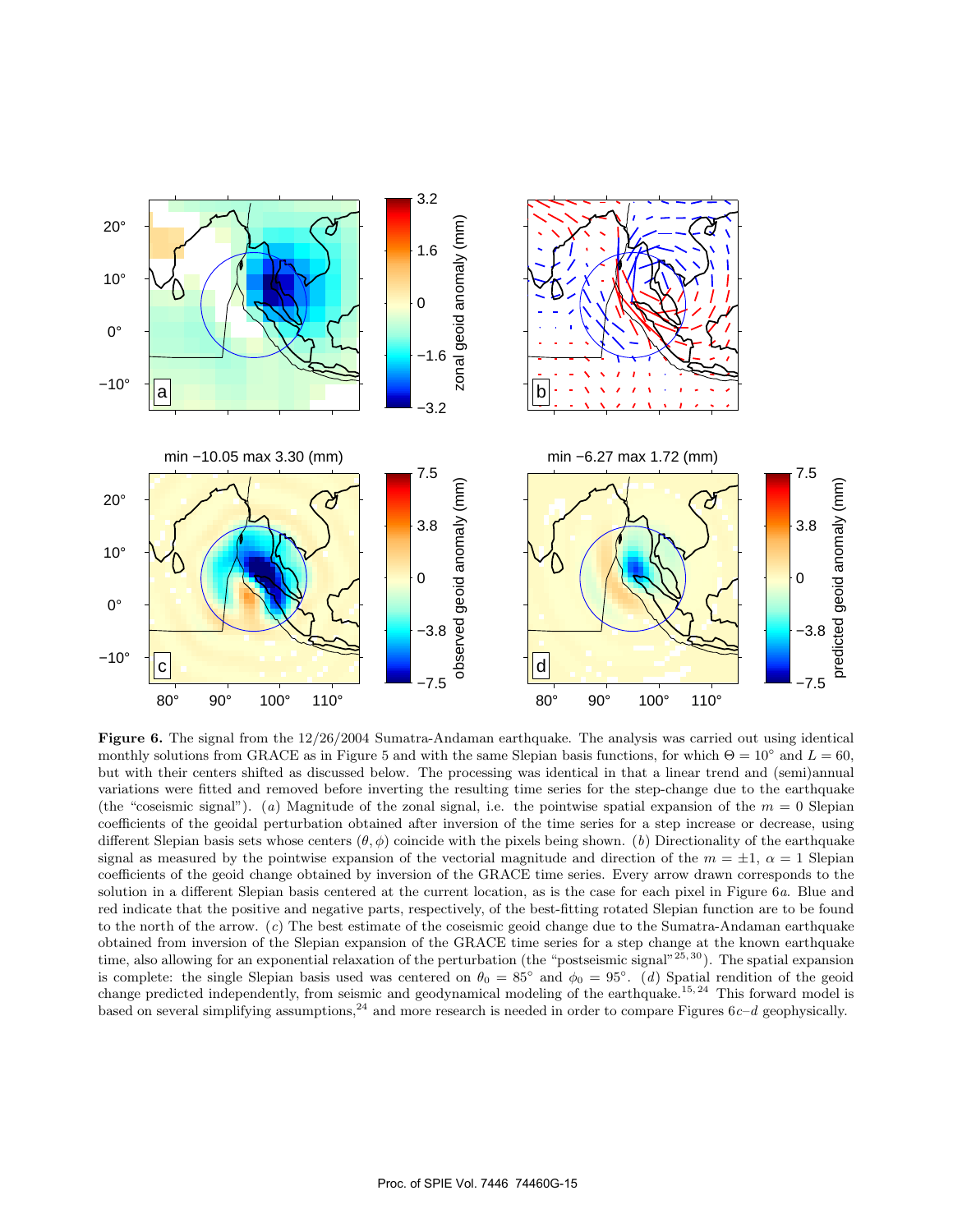20°

10°

0°

−10°

a

3.2

1.6

0

−1.6

−3.2

zonal geoid anomaly (mm)

b

min −10.05 max 3.30 (mm)

min −6.27 max 1.72 (mm)

20°

10°

0°

−10°

c

80° 90° 100° 110°

7.5

3.8

0

−3.8

−7.5

observed geoid anomaly (mm)

d

80° 90° 100° 110°

7.5

3.8

0

−3.8

−7.5

predicted geoid anomaly (mm)

**Figure 6.** The signal from the 12/26/2004 Sumatra-Andaman earthquake. The analysis was carried out using identical monthly solutions from GRACE as in Figure 5 and with the same Slepian basis functions, for which $\Theta = 10^\circ$ and $L = 60$, but with their centers shifted as discussed below. The processing was identical in that a linear trend and (semi)annual variations were fitted and removed before inverting the resulting time series for the step-change due to the earthquake (the "coseismic signal"). ($a$) Magnitude of the zonal signal, i.e. the pointwise spatial expansion of the $m = 0$ Slepian coefficients of the geoidal perturbation obtained after inversion of the time series for a step increase or decrease, using different Slepian basis sets whose centers $(\theta, \phi)$ coincide with the pixels being shown. ($b$) Directionality of the earthquake signal as measured by the pointwise expansion of the vectorial magnitude and direction of the $m = \pm 1$, $\alpha = 1$ Slepian coefficients of the geoid change obtained by inversion of the GRACE time series. Every arrow drawn corresponds to the solution in a different Slepian basis centered at the current location, as is the case for each pixel in Figure 6$a$. Blue and red indicate that the positive and negative parts, respectively, of the best-fitting rotated Slepian function are to be found to the north of the arrow. ($c$) The best estimate of the coseismic geoid change due to the Sumatra-Andaman earthquake obtained from inversion of the Slepian expansion of the GRACE time series for a step change at the known earthquake time, also allowing for an exponential relaxation of the perturbation (the "postseismic signal"[25,30]). The spatial expansion is complete: the single Slepian basis used was centered on $\theta_0 = 85^\circ$ and $\phi_0 = 95^\circ$. ($d$) Spatial rendition of the geoid change predicted independently, from seismic and geodynamical modeling of the earthquake.[15,24] This forward model is based on several simplifying assumptions,[24] and more research is needed in order to compare Figures 6$c$–$d$ geophysically.